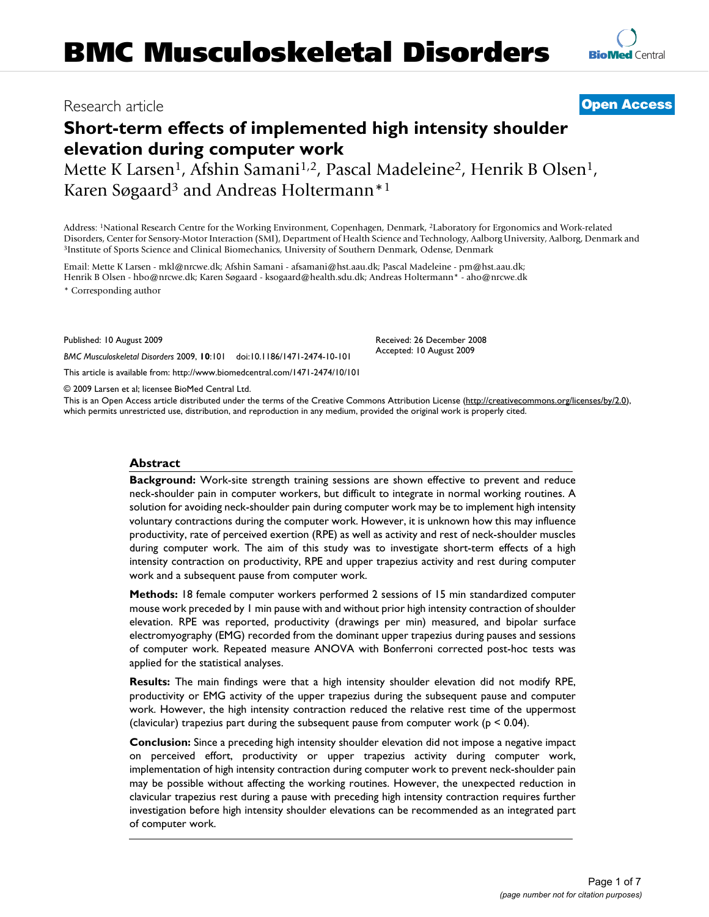# BMC Musculoskeletal Disorders

Research article

**Open Access**

## Short-term effects of implemented high intensity shoulder elevation during computer work

Mette K Larsen[1], Afshin Samani[1,2], Pascal Madeleine[2], Henrik B Olsen[1], Karen Søgaard[3] and Andreas Holtermann*[1]

Address: [1]National Research Centre for the Working Environment, Copenhagen, Denmark, [2]Laboratory for Ergonomics and Work-related Disorders, Center for Sensory-Motor Interaction (SMI), Department of Health Science and Technology, Aalborg University, Aalborg, Denmark and [3]Institute of Sports Science and Clinical Biomechanics, University of Southern Denmark, Odense, Denmark

Email: Mette K Larsen - mkl@nrcwe.dk; Afshin Samani - afsamani@hst.aau.dk; Pascal Madeleine - pm@hst.aau.dk; Henrik B Olsen - hbo@nrcwe.dk; Karen Søgaard - ksogaard@health.sdu.dk; Andreas Holtermann* - aho@nrcwe.dk

\* Corresponding author

Published: 10 August 2009

*BMC Musculoskeletal Disorders* 2009, **10**:101 doi:10.1186/1471-2474-10-101

Received: 26 December 2008
Accepted: 10 August 2009

This article is available from: http://www.biomedcentral.com/1471-2474/10/101

© 2009 Larsen et al; licensee BioMed Central Ltd.
This is an Open Access article distributed under the terms of the Creative Commons Attribution License (http://creativecommons.org/licenses/by/2.0), which permits unrestricted use, distribution, and reproduction in any medium, provided the original work is properly cited.

## Abstract

**Background:** Work-site strength training sessions are shown effective to prevent and reduce neck-shoulder pain in computer workers, but difficult to integrate in normal working routines. A solution for avoiding neck-shoulder pain during computer work may be to implement high intensity voluntary contractions during the computer work. However, it is unknown how this may influence productivity, rate of perceived exertion (RPE) as well as activity and rest of neck-shoulder muscles during computer work. The aim of this study was to investigate short-term effects of a high intensity contraction on productivity, RPE and upper trapezius activity and rest during computer work and a subsequent pause from computer work.

**Methods:** 18 female computer workers performed 2 sessions of 15 min standardized computer mouse work preceded by 1 min pause with and without prior high intensity contraction of shoulder elevation. RPE was reported, productivity (drawings per min) measured, and bipolar surface electromyography (EMG) recorded from the dominant upper trapezius during pauses and sessions of computer work. Repeated measure ANOVA with Bonferroni corrected post-hoc tests was applied for the statistical analyses.

**Results:** The main findings were that a high intensity shoulder elevation did not modify RPE, productivity or EMG activity of the upper trapezius during the subsequent pause and computer work. However, the high intensity contraction reduced the relative rest time of the uppermost (clavicular) trapezius part during the subsequent pause from computer work ($p < 0.04$).

**Conclusion:** Since a preceding high intensity shoulder elevation did not impose a negative impact on perceived effort, productivity or upper trapezius activity during computer work, implementation of high intensity contraction during computer work to prevent neck-shoulder pain may be possible without affecting the working routines. However, the unexpected reduction in clavicular trapezius rest during a pause with preceding high intensity contraction requires further investigation before high intensity shoulder elevations can be recommended as an integrated part of computer work.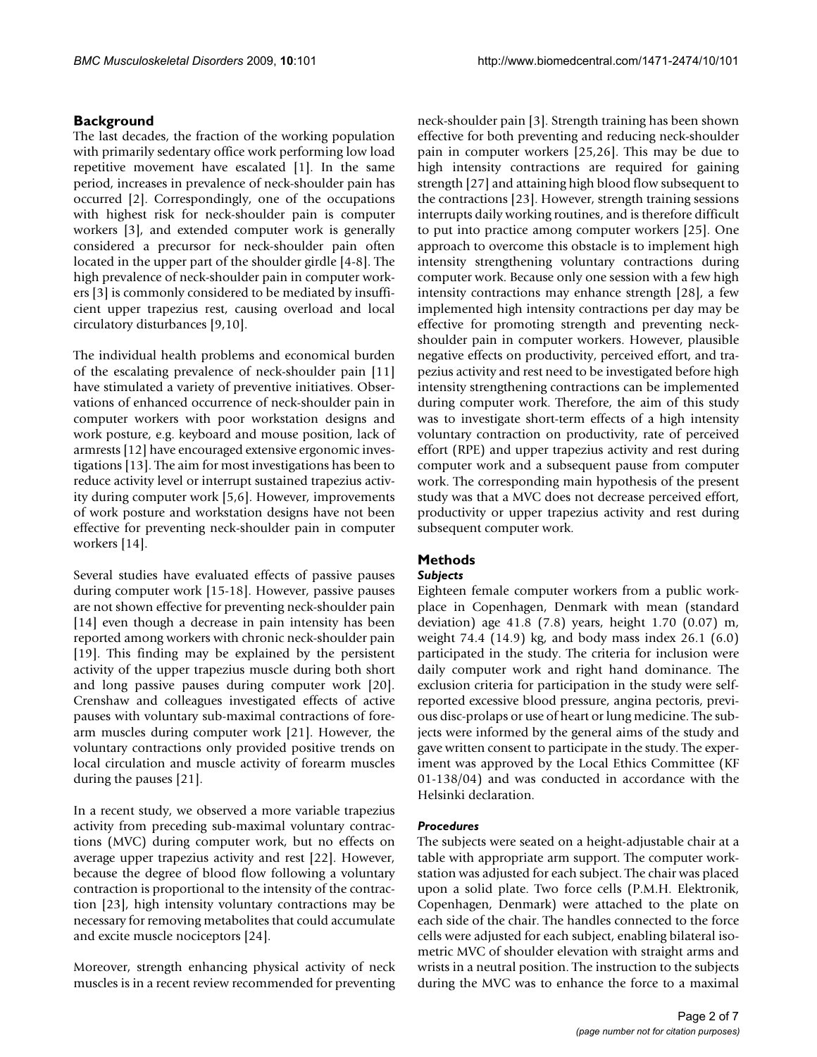## Background

The last decades, the fraction of the working population with primarily sedentary office work performing low load repetitive movement have escalated [1]. In the same period, increases in prevalence of neck-shoulder pain has occurred [2]. Correspondingly, one of the occupations with highest risk for neck-shoulder pain is computer workers [3], and extended computer work is generally considered a precursor for neck-shoulder pain often located in the upper part of the shoulder girdle [4-8]. The high prevalence of neck-shoulder pain in computer workers [3] is commonly considered to be mediated by insufficient upper trapezius rest, causing overload and local circulatory disturbances [9,10].

The individual health problems and economical burden of the escalating prevalence of neck-shoulder pain [11] have stimulated a variety of preventive initiatives. Observations of enhanced occurrence of neck-shoulder pain in computer workers with poor workstation designs and work posture, e.g. keyboard and mouse position, lack of armrests [12] have encouraged extensive ergonomic investigations [13]. The aim for most investigations has been to reduce activity level or interrupt sustained trapezius activity during computer work [5,6]. However, improvements of work posture and workstation designs have not been effective for preventing neck-shoulder pain in computer workers [14].

Several studies have evaluated effects of passive pauses during computer work [15-18]. However, passive pauses are not shown effective for preventing neck-shoulder pain [14] even though a decrease in pain intensity has been reported among workers with chronic neck-shoulder pain [19]. This finding may be explained by the persistent activity of the upper trapezius muscle during both short and long passive pauses during computer work [20]. Crenshaw and colleagues investigated effects of active pauses with voluntary sub-maximal contractions of forearm muscles during computer work [21]. However, the voluntary contractions only provided positive trends on local circulation and muscle activity of forearm muscles during the pauses [21].

In a recent study, we observed a more variable trapezius activity from preceding sub-maximal voluntary contractions (MVC) during computer work, but no effects on average upper trapezius activity and rest [22]. However, because the degree of blood flow following a voluntary contraction is proportional to the intensity of the contraction [23], high intensity voluntary contractions may be necessary for removing metabolites that could accumulate and excite muscle nociceptors [24].

Moreover, strength enhancing physical activity of neck muscles is in a recent review recommended for preventing neck-shoulder pain [3]. Strength training has been shown effective for both preventing and reducing neck-shoulder pain in computer workers [25,26]. This may be due to high intensity contractions are required for gaining strength [27] and attaining high blood flow subsequent to the contractions [23]. However, strength training sessions interrupts daily working routines, and is therefore difficult to put into practice among computer workers [25]. One approach to overcome this obstacle is to implement high intensity strengthening voluntary contractions during computer work. Because only one session with a few high intensity contractions may enhance strength [28], a few implemented high intensity contractions per day may be effective for promoting strength and preventing neck-shoulder pain in computer workers. However, plausible negative effects on productivity, perceived effort, and trapezius activity and rest need to be investigated before high intensity strengthening contractions can be implemented during computer work. Therefore, the aim of this study was to investigate short-term effects of a high intensity voluntary contraction on productivity, rate of perceived effort (RPE) and upper trapezius activity and rest during computer work and a subsequent pause from computer work. The corresponding main hypothesis of the present study was that a MVC does not decrease perceived effort, productivity or upper trapezius activity and rest during subsequent computer work.

## Methods

### *Subjects*

Eighteen female computer workers from a public workplace in Copenhagen, Denmark with mean (standard deviation) age 41.8 (7.8) years, height 1.70 (0.07) m, weight 74.4 (14.9) kg, and body mass index 26.1 (6.0) participated in the study. The criteria for inclusion were daily computer work and right hand dominance. The exclusion criteria for participation in the study were self-reported excessive blood pressure, angina pectoris, previous disc-prolaps or use of heart or lung medicine. The subjects were informed by the general aims of the study and gave written consent to participate in the study. The experiment was approved by the Local Ethics Committee (KF 01-138/04) and was conducted in accordance with the Helsinki declaration.

### *Procedures*

The subjects were seated on a height-adjustable chair at a table with appropriate arm support. The computer workstation was adjusted for each subject. The chair was placed upon a solid plate. Two force cells (P.M.H. Elektronik, Copenhagen, Denmark) were attached to the plate on each side of the chair. The handles connected to the force cells were adjusted for each subject, enabling bilateral isometric MVC of shoulder elevation with straight arms and wrists in a neutral position. The instruction to the subjects during the MVC was to enhance the force to a maximal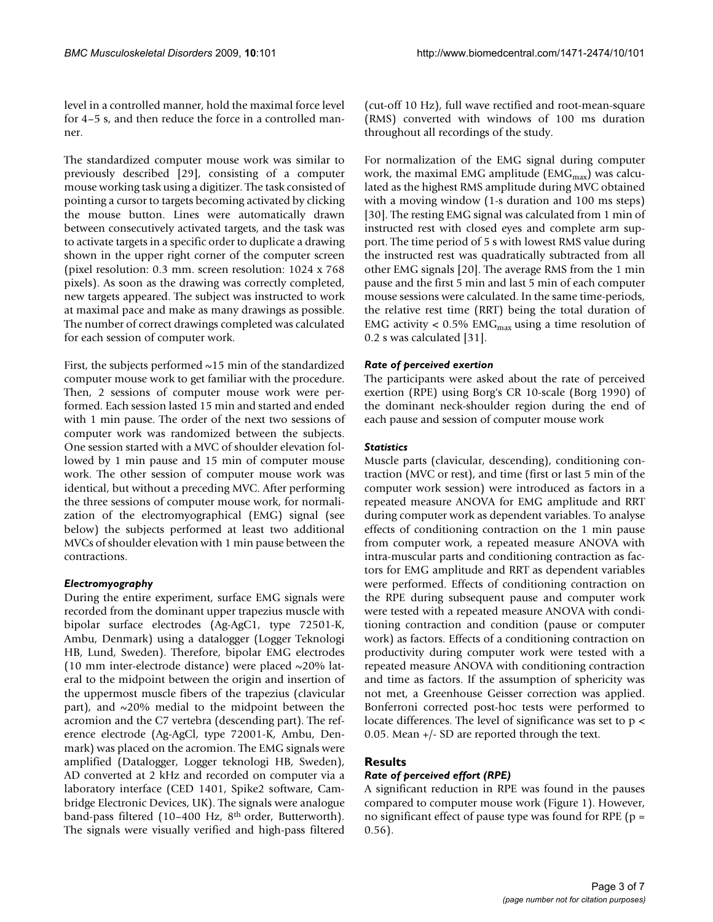level in a controlled manner, hold the maximal force level for 4–5 s, and then reduce the force in a controlled manner.

The standardized computer mouse work was similar to previously described [29], consisting of a computer mouse working task using a digitizer. The task consisted of pointing a cursor to targets becoming activated by clicking the mouse button. Lines were automatically drawn between consecutively activated targets, and the task was to activate targets in a specific order to duplicate a drawing shown in the upper right corner of the computer screen (pixel resolution: 0.3 mm. screen resolution: 1024 x 768 pixels). As soon as the drawing was correctly completed, new targets appeared. The subject was instructed to work at maximal pace and make as many drawings as possible. The number of correct drawings completed was calculated for each session of computer work.

First, the subjects performed ~15 min of the standardized computer mouse work to get familiar with the procedure. Then, 2 sessions of computer mouse work were performed. Each session lasted 15 min and started and ended with 1 min pause. The order of the next two sessions of computer work was randomized between the subjects. One session started with a MVC of shoulder elevation followed by 1 min pause and 15 min of computer mouse work. The other session of computer mouse work was identical, but without a preceding MVC. After performing the three sessions of computer mouse work, for normalization of the electromyographical (EMG) signal (see below) the subjects performed at least two additional MVCs of shoulder elevation with 1 min pause between the contractions.

### *Electromyography*

During the entire experiment, surface EMG signals were recorded from the dominant upper trapezius muscle with bipolar surface electrodes (Ag-AgC1, type 72501-K, Ambu, Denmark) using a datalogger (Logger Teknologi HB, Lund, Sweden). Therefore, bipolar EMG electrodes (10 mm inter-electrode distance) were placed ~20% lateral to the midpoint between the origin and insertion of the uppermost muscle fibers of the trapezius (clavicular part), and ~20% medial to the midpoint between the acromion and the C7 vertebra (descending part). The reference electrode (Ag-AgCl, type 72001-K, Ambu, Denmark) was placed on the acromion. The EMG signals were amplified (Datalogger, Logger teknologi HB, Sweden), AD converted at 2 kHz and recorded on computer via a laboratory interface (CED 1401, Spike2 software, Cambridge Electronic Devices, UK). The signals were analogue band-pass filtered (10–400 Hz, 8th order, Butterworth). The signals were visually verified and high-pass filtered (cut-off 10 Hz), full wave rectified and root-mean-square (RMS) converted with windows of 100 ms duration throughout all recordings of the study.

For normalization of the EMG signal during computer work, the maximal EMG amplitude ($EMG_{max}$) was calculated as the highest RMS amplitude during MVC obtained with a moving window (1-s duration and 100 ms steps) [30]. The resting EMG signal was calculated from 1 min of instructed rest with closed eyes and complete arm support. The time period of 5 s with lowest RMS value during the instructed rest was quadratically subtracted from all other EMG signals [20]. The average RMS from the 1 min pause and the first 5 min and last 5 min of each computer mouse sessions were calculated. In the same time-periods, the relative rest time (RRT) being the total duration of EMG activity < 0.5% $EMG_{max}$ using a time resolution of 0.2 s was calculated [31].

### *Rate of perceived exertion*

The participants were asked about the rate of perceived exertion (RPE) using Borg's CR 10-scale (Borg 1990) of the dominant neck-shoulder region during the end of each pause and session of computer mouse work

### *Statistics*

Muscle parts (clavicular, descending), conditioning contraction (MVC or rest), and time (first or last 5 min of the computer work session) were introduced as factors in a repeated measure ANOVA for EMG amplitude and RRT during computer work as dependent variables. To analyse effects of conditioning contraction on the 1 min pause from computer work, a repeated measure ANOVA with intra-muscular parts and conditioning contraction as factors for EMG amplitude and RRT as dependent variables were performed. Effects of conditioning contraction on the RPE during subsequent pause and computer work were tested with a repeated measure ANOVA with conditioning contraction and condition (pause or computer work) as factors. Effects of a conditioning contraction on productivity during computer work were tested with a repeated measure ANOVA with conditioning contraction and time as factors. If the assumption of sphericity was not met, a Greenhouse Geisser correction was applied. Bonferroni corrected post-hoc tests were performed to locate differences. The level of significance was set to $p < 0.05$. Mean +/- SD are reported through the text.

## Results

### *Rate of perceived effort (RPE)*

A significant reduction in RPE was found in the pauses compared to computer mouse work (Figure 1). However, no significant effect of pause type was found for RPE ($p = 0.56$).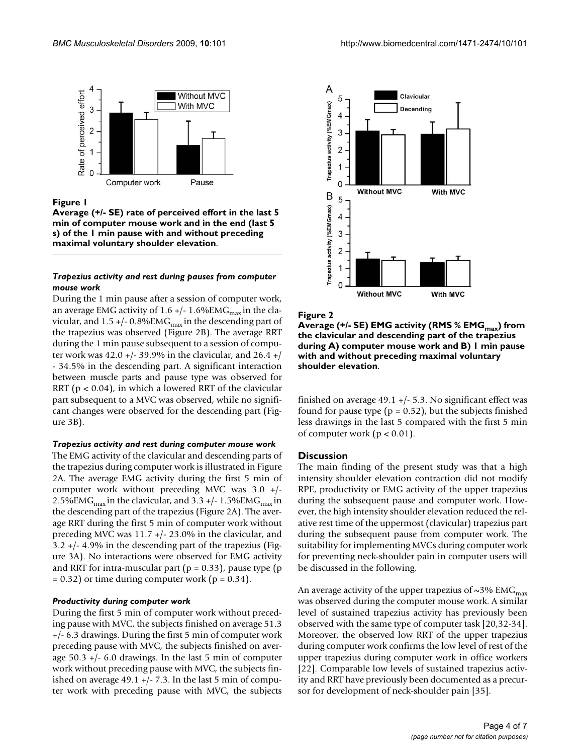**Figure 1**

**Average (+/- SE) rate of perceived effort in the last 5 min of computer mouse work and in the end (last 5 s) of the 1 min pause with and without preceding maximal voluntary shoulder elevation**.

#### *Trapezius activity and rest during pauses from computer mouse work*

During the 1 min pause after a session of computer work, an average EMG activity of 1.6 +/- 1.6%$EMG_{max}$ in the clavicular, and 1.5 +/- 0.8%$EMG_{max}$ in the descending part of the trapezius was observed (Figure 2B). The average RRT during the 1 min pause subsequent to a session of computer work was 42.0 +/- 39.9% in the clavicular, and 26.4 +/- 34.5% in the descending part. A significant interaction between muscle parts and pause type was observed for RRT ($p < 0.04$), in which a lowered RRT of the clavicular part subsequent to a MVC was observed, while no significant changes were observed for the descending part (Figure 3B).

#### *Trapezius activity and rest during computer mouse work*

The EMG activity of the clavicular and descending parts of the trapezius during computer work is illustrated in Figure 2A. The average EMG activity during the first 5 min of computer work without preceding MVC was 3.0 +/- 2.5%$EMG_{max}$ in the clavicular, and 3.3 +/- 1.5%$EMG_{max}$ in the descending part of the trapezius (Figure 2A). The average RRT during the first 5 min of computer work without preceding MVC was 11.7 +/- 23.0% in the clavicular, and 3.2 +/- 4.9% in the descending part of the trapezius (Figure 3A). No interactions were observed for EMG activity and RRT for intra-muscular part ($p = 0.33$), pause type ($p = 0.32$) or time during computer work ($p = 0.34$).

#### *Productivity during computer work*

During the first 5 min of computer work without preceding pause with MVC, the subjects finished on average 51.3 +/- 6.3 drawings. During the first 5 min of computer work preceding pause with MVC, the subjects finished on average 50.3 +/- 6.0 drawings. In the last 5 min of computer work without preceding pause with MVC, the subjects finished on average 49.1 +/- 7.3. In the last 5 min of computer work with preceding pause with MVC, the subjects finished on average 49.1 +/- 5.3. No significant effect was found for pause type ($p = 0.52$), but the subjects finished less drawings in the last 5 compared with the first 5 min of computer work ($p < 0.01$).

**Figure 2**

**Average (+/- SE) EMG activity (RMS % $EMG_{max}$) from the clavicular and descending part of the trapezius during A) computer mouse work and B) 1 min pause with and without preceding maximal voluntary shoulder elevation**.

## Discussion

The main finding of the present study was that a high intensity shoulder elevation contraction did not modify RPE, productivity or EMG activity of the upper trapezius during the subsequent pause and computer work. However, the high intensity shoulder elevation reduced the relative rest time of the uppermost (clavicular) trapezius part during the subsequent pause from computer work. The suitability for implementing MVCs during computer work for preventing neck-shoulder pain in computer users will be discussed in the following.

An average activity of the upper trapezius of ~3% $EMG_{max}$ was observed during the computer mouse work. A similar level of sustained trapezius activity has previously been observed with the same type of computer task [20,32-34]. Moreover, the observed low RRT of the upper trapezius during computer work confirms the low level of rest of the upper trapezius during computer work in office workers [22]. Comparable low levels of sustained trapezius activity and RRT have previously been documented as a precursor for development of neck-shoulder pain [35].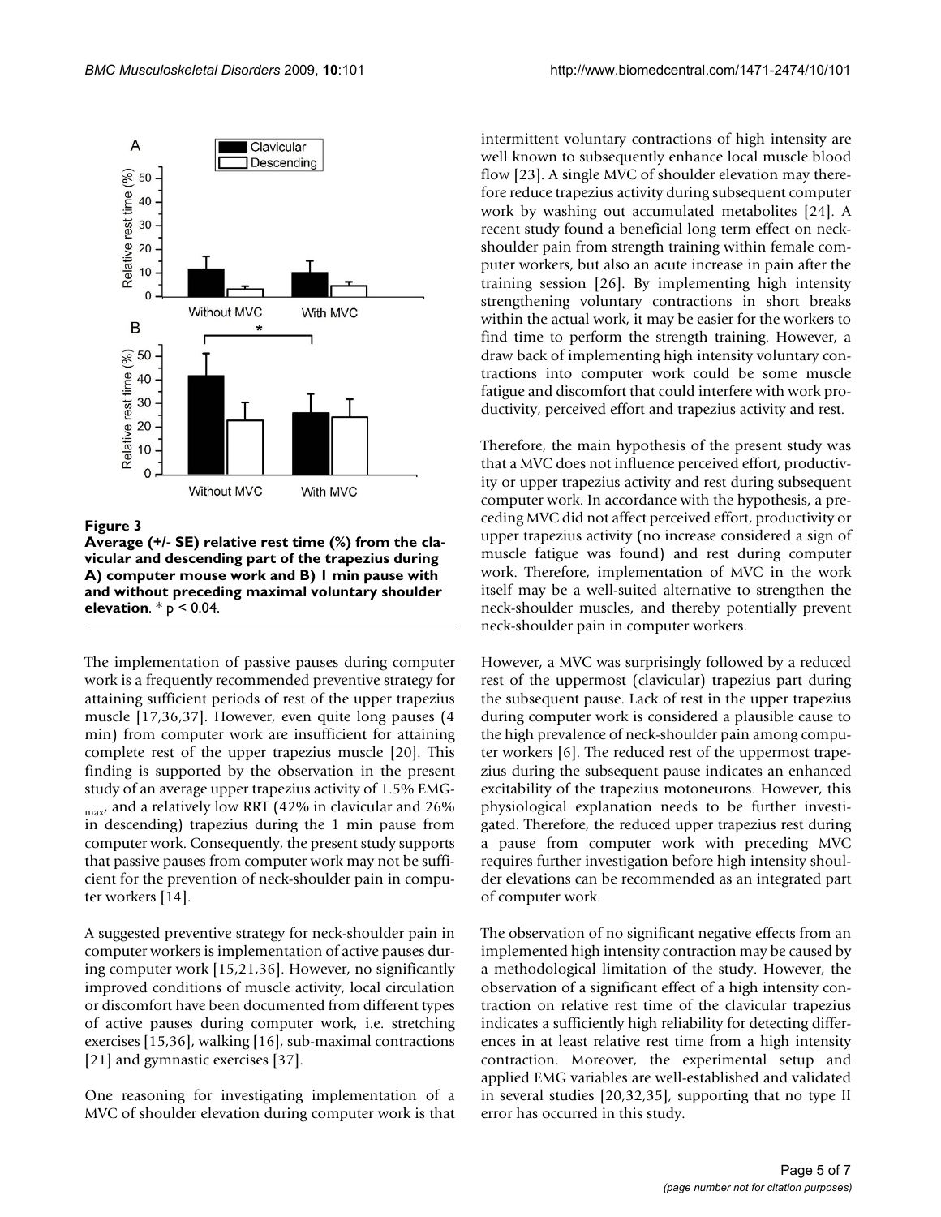**Figure 3**

**Average (+/- SE) relative rest time (%) from the clavicular and descending part of the trapezius during A) computer mouse work and B) 1 min pause with and without preceding maximal voluntary shoulder elevation**. * $p < 0.04$.

The implementation of passive pauses during computer work is a frequently recommended preventive strategy for attaining sufficient periods of rest of the upper trapezius muscle [17,36,37]. However, even quite long pauses (4 min) from computer work are insufficient for attaining complete rest of the upper trapezius muscle [20]. This finding is supported by the observation in the present study of an average upper trapezius activity of 1.5% $EMG_{max}$, and a relatively low RRT (42% in clavicular and 26% in descending) trapezius during the 1 min pause from computer work. Consequently, the present study supports that passive pauses from computer work may not be sufficient for the prevention of neck-shoulder pain in computer workers [14].

A suggested preventive strategy for neck-shoulder pain in computer workers is implementation of active pauses during computer work [15,21,36]. However, no significantly improved conditions of muscle activity, local circulation or discomfort have been documented from different types of active pauses during computer work, i.e. stretching exercises [15,36], walking [16], sub-maximal contractions [21] and gymnastic exercises [37].

One reasoning for investigating implementation of a MVC of shoulder elevation during computer work is that intermittent voluntary contractions of high intensity are well known to subsequently enhance local muscle blood flow [23]. A single MVC of shoulder elevation may therefore reduce trapezius activity during subsequent computer work by washing out accumulated metabolites [24]. A recent study found a beneficial long term effect on neck-shoulder pain from strength training within female computer workers, but also an acute increase in pain after the training session [26]. By implementing high intensity strengthening voluntary contractions in short breaks within the actual work, it may be easier for the workers to find time to perform the strength training. However, a draw back of implementing high intensity voluntary contractions into computer work could be some muscle fatigue and discomfort that could interfere with work productivity, perceived effort and trapezius activity and rest.

Therefore, the main hypothesis of the present study was that a MVC does not influence perceived effort, productivity or upper trapezius activity and rest during subsequent computer work. In accordance with the hypothesis, a preceding MVC did not affect perceived effort, productivity or upper trapezius activity (no increase considered a sign of muscle fatigue was found) and rest during computer work. Therefore, implementation of MVC in the work itself may be a well-suited alternative to strengthen the neck-shoulder muscles, and thereby potentially prevent neck-shoulder pain in computer workers.

However, a MVC was surprisingly followed by a reduced rest of the uppermost (clavicular) trapezius part during the subsequent pause. Lack of rest in the upper trapezius during computer work is considered a plausible cause to the high prevalence of neck-shoulder pain among computer workers [6]. The reduced rest of the uppermost trapezius during the subsequent pause indicates an enhanced excitability of the trapezius motoneurons. However, this physiological explanation needs to be further investigated. Therefore, the reduced upper trapezius rest during a pause from computer work with preceding MVC requires further investigation before high intensity shoulder elevations can be recommended as an integrated part of computer work.

The observation of no significant negative effects from an implemented high intensity contraction may be caused by a methodological limitation of the study. However, the observation of a significant effect of a high intensity contraction on relative rest time of the clavicular trapezius indicates a sufficiently high reliability for detecting differences in at least relative rest time from a high intensity contraction. Moreover, the experimental setup and applied EMG variables are well-established and validated in several studies [20,32,35], supporting that no type II error has occurred in this study.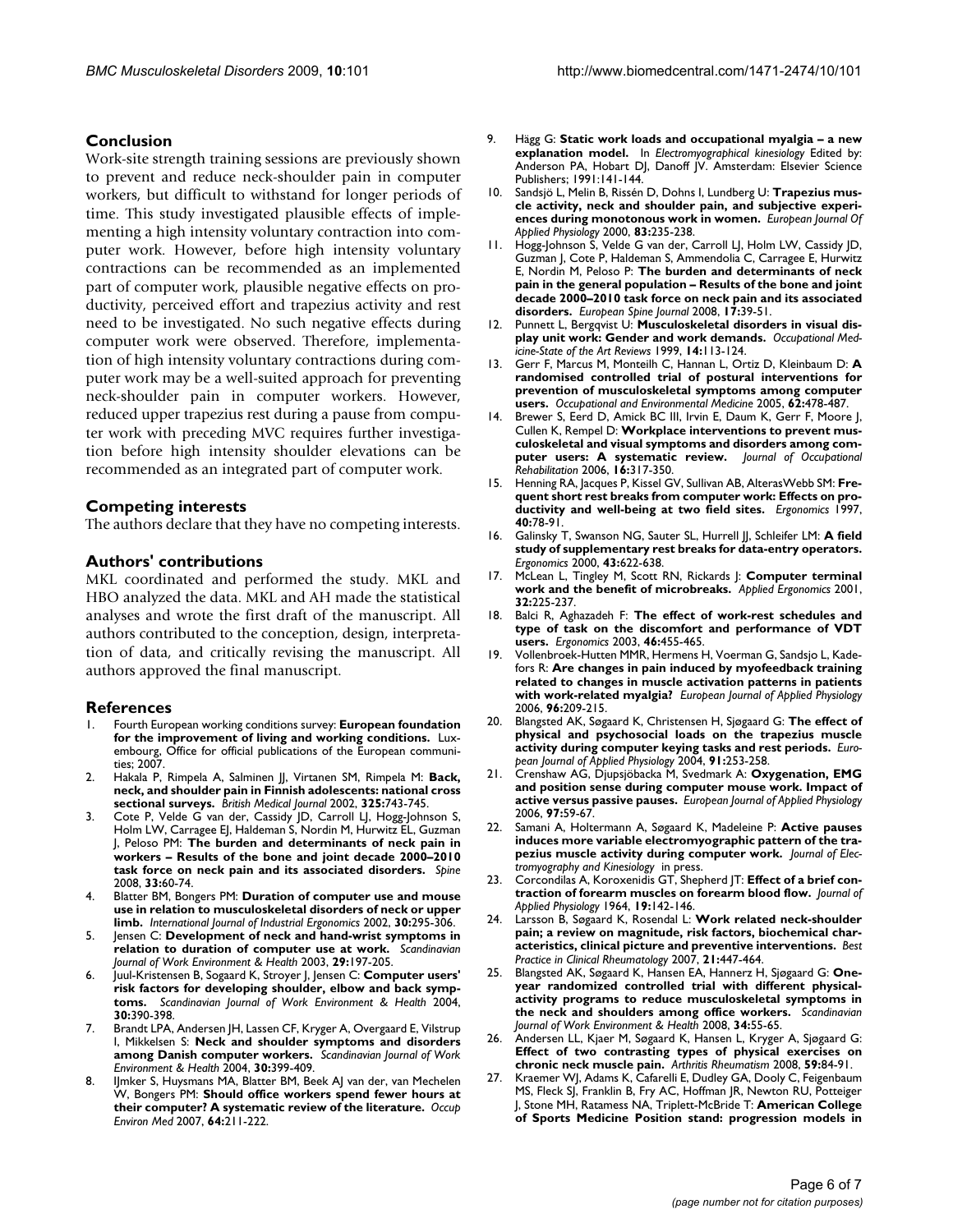## Conclusion

Work-site strength training sessions are previously shown to prevent and reduce neck-shoulder pain in computer workers, but difficult to withstand for longer periods of time. This study investigated plausible effects of implementing a high intensity voluntary contraction into computer work. However, before high intensity voluntary contractions can be recommended as an implemented part of computer work, plausible negative effects on productivity, perceived effort and trapezius activity and rest need to be investigated. No such negative effects during computer work were observed. Therefore, implementation of high intensity voluntary contractions during computer work may be a well-suited approach for preventing neck-shoulder pain in computer workers. However, reduced upper trapezius rest during a pause from computer work with preceding MVC requires further investigation before high intensity shoulder elevations can be recommended as an integrated part of computer work.

## Competing interests

The authors declare that they have no competing interests.

## Authors' contributions

MKL coordinated and performed the study. MKL and HBO analyzed the data. MKL and AH made the statistical analyses and wrote the first draft of the manuscript. All authors contributed to the conception, design, interpretation of data, and critically revising the manuscript. All authors approved the final manuscript.

## References

1. Fourth European working conditions survey: **European foundation for the improvement of living and working conditions.** Luxembourg, Office for official publications of the European communities; 2007.
2. Hakala P, Rimpela A, Salminen JJ, Virtanen SM, Rimpela M: **Back, neck, and shoulder pain in Finnish adolescents: national cross sectional surveys.** *British Medical Journal* 2002, **325:**743-745.
3. Cote P, Velde G van der, Cassidy JD, Carroll LJ, Hogg-Johnson S, Holm LW, Carragee EJ, Haldeman S, Nordin M, Hurwitz EL, Guzman J, Peloso PM: **The burden and determinants of neck pain in workers – Results of the bone and joint decade 2000–2010 task force on neck pain and its associated disorders.** *Spine* 2008, **33:**60-74.
4. Blatter BM, Bongers PM: **Duration of computer use and mouse use in relation to musculoskeletal disorders of neck or upper limb.** *International Journal of Industrial Ergonomics* 2002, **30:**295-306.
5. Jensen C: **Development of neck and hand-wrist symptoms in relation to duration of computer use at work.** *Scandinavian Journal of Work Environment & Health* 2003, **29:**197-205.
6. Juul-Kristensen B, Sogaard K, Stroyer J, Jensen C: **Computer users' risk factors for developing shoulder, elbow and back symptoms.** *Scandinavian Journal of Work Environment & Health* 2004, **30:**390-398.
7. Brandt LPA, Andersen JH, Lassen CF, Kryger A, Overgaard E, Vilstrup I, Mikkelsen S: **Neck and shoulder symptoms and disorders among Danish computer workers.** *Scandinavian Journal of Work Environment & Health* 2004, **30:**399-409.
8. IJmker S, Huysmans MA, Blatter BM, Beek AJ van der, van Mechelen W, Bongers PM: **Should office workers spend fewer hours at their computer? A systematic review of the literature.** *Occup Environ Med* 2007, **64:**211-222.
9. Hägg G: **Static work loads and occupational myalgia – a new explanation model.** In *Electromyographical kinesiology* Edited by: Anderson PA, Hobart DJ, Danoff JV. Amsterdam: Elsevier Science Publishers; 1991:141-144.
10. Sandsjö L, Melin B, Rissén D, Dohns I, Lundberg U: **Trapezius muscle activity, neck and shoulder pain, and subjective experiences during monotonous work in women.** *European Journal Of Applied Physiology* 2000, **83:**235-238.
11. Hogg-Johnson S, Velde G van der, Carroll LJ, Holm LW, Cassidy JD, Guzman J, Cote P, Haldeman S, Ammendolia C, Carragee E, Hurwitz E, Nordin M, Peloso P: **The burden and determinants of neck pain in the general population – Results of the bone and joint decade 2000–2010 task force on neck pain and its associated disorders.** *European Spine Journal* 2008, **17:**39-51.
12. Punnett L, Bergqvist U: **Musculoskeletal disorders in visual display unit work: Gender and work demands.** *Occupational Medicine-State of the Art Reviews* 1999, **14:**113-124.
13. Gerr F, Marcus M, Monteilh C, Hannan L, Ortiz D, Kleinbaum D: **A randomised controlled trial of postural interventions for prevention of musculoskeletal symptoms among computer users.** *Occupational and Environmental Medicine* 2005, **62:**478-487.
14. Brewer S, Eerd D, Amick BC III, Irvin E, Daum K, Gerr F, Moore J, Cullen K, Rempel D: **Workplace interventions to prevent musculoskeletal and visual symptoms and disorders among computer users: A systematic review.** *Journal of Occupational Rehabilitation* 2006, **16:**317-350.
15. Henning RA, Jacques P, Kissel GV, Sullivan AB, AlterasWebb SM: **Frequent short rest breaks from computer work: Effects on productivity and well-being at two field sites.** *Ergonomics* 1997, **40:**78-91.
16. Galinsky T, Swanson NG, Sauter SL, Hurrell JJ, Schleifer LM: **A field study of supplementary rest breaks for data-entry operators.** *Ergonomics* 2000, **43:**622-638.
17. McLean L, Tingley M, Scott RN, Rickards J: **Computer terminal work and the benefit of microbreaks.** *Applied Ergonomics* 2001, **32:**225-237.
18. Balci R, Aghazadeh F: **The effect of work-rest schedules and type of task on the discomfort and performance of VDT users.** *Ergonomics* 2003, **46:**455-465.
19. Vollenbroek-Hutten MMR, Hermens H, Voerman G, Sandsjo L, Kadefors R: **Are changes in pain induced by myofeedback training related to changes in muscle activation patterns in patients with work-related myalgia?** *European Journal of Applied Physiology* 2006, **96:**209-215.
20. Blangsted AK, Søgaard K, Christensen H, Sjøgaard G: **The effect of physical and psychosocial loads on the trapezius muscle activity during computer keying tasks and rest periods.** *European Journal of Applied Physiology* 2004, **91:**253-258.
21. Crenshaw AG, Djupsjöbacka M, Svedmark A: **Oxygenation, EMG and position sense during computer mouse work. Impact of active versus passive pauses.** *European Journal of Applied Physiology* 2006, **97:**59-67.
22. Samani A, Holtermann A, Søgaard K, Madeleine P: **Active pauses induces more variable electromyographic pattern of the trapezius muscle activity during computer work.** *Journal of Electromyography and Kinesiology* in press.
23. Corcondilas A, Koroxenidis GT, Shepherd JT: **Effect of a brief contraction of forearm muscles on forearm blood flow.** *Journal of Applied Physiology* 1964, **19:**142-146.
24. Larsson B, Søgaard K, Rosendal L: **Work related neck-shoulder pain; a review on magnitude, risk factors, biochemical characteristics, clinical picture and preventive interventions.** *Best Practice in Clinical Rheumatology* 2007, **21:**447-464.
25. Blangsted AK, Søgaard K, Hansen EA, Hannerz H, Sjøgaard G: **One-year randomized controlled trial with different physical-activity programs to reduce musculoskeletal symptoms in the neck and shoulders among office workers.** *Scandinavian Journal of Work Environment & Health* 2008, **34:**55-65.
26. Andersen LL, Kjaer M, Søgaard K, Hansen L, Kryger A, Sjøgaard G: **Effect of two contrasting types of physical exercises on chronic neck muscle pain.** *Arthritis Rheumatism* 2008, **59:**84-91.
27. Kraemer WJ, Adams K, Cafarelli E, Dudley GA, Dooly C, Feigenbaum MS, Fleck SJ, Franklin B, Fry AC, Hoffman JR, Newton RU, Potteiger J, Stone MH, Ratamess NA, Triplett-McBride T: **American College of Sports Medicine Position stand: progression models in**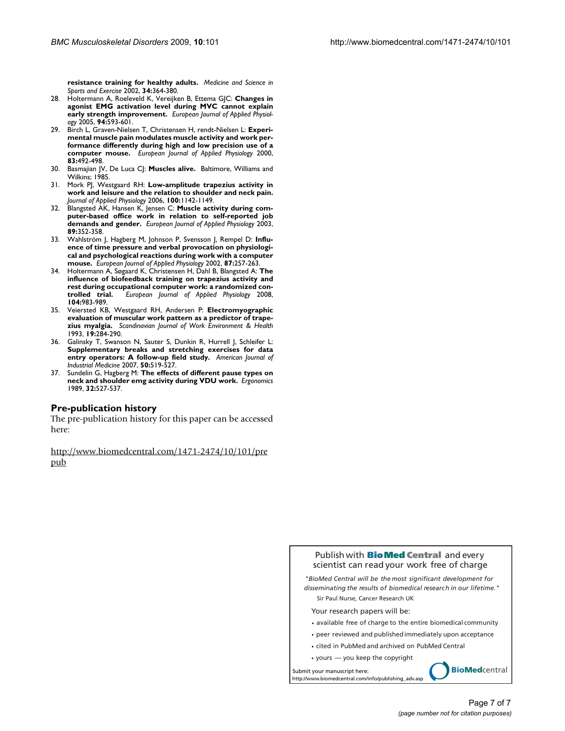**resistance training for healthy adults.** *Medicine and Science in Sports and Exercise* 2002, **34:**364-380.

28. Holtermann A, Roeleveld K, Vereijken B, Ettema GJC: **Changes in agonist EMG activation level during MVC cannot explain early strength improvement.** *European Journal of Applied Physiology* 2005, **94:**593-601.
29. Birch L, Graven-Nielsen T, Christensen H, rendt-Nielsen L: **Experimental muscle pain modulates muscle activity and work performance differently during high and low precision use of a computer mouse.** *European Journal of Applied Physiology* 2000, **83:**492-498.
30. Basmajian JV, De Luca CJ: **Muscles alive.** Baltimore, Williams and Wilkins; 1985.
31. Mork PJ, Westgaard RH: **Low-amplitude trapezius activity in work and leisure and the relation to shoulder and neck pain.** *Journal of Applied Physiology* 2006, **100:**1142-1149.
32. Blangsted AK, Hansen K, Jensen C: **Muscle activity during computer-based office work in relation to self-reported job demands and gender.** *European Journal of Applied Physiology* 2003, **89:**352-358.
33. Wahlström J, Hagberg M, Johnson P, Svensson J, Rempel D: **Influence of time pressure and verbal provocation on physiological and psychological reactions during work with a computer mouse.** *European Journal of Applied Physiology* 2002, **87:**257-263.
34. Holtermann A, Søgaard K, Christensen H, Dahl B, Blangsted A: **The influence of biofeedback training on trapezius activity and rest during occupational computer work: a randomized controlled trial.** *European Journal of Applied Physiology* 2008, **104:**983-989.
35. Veiersted KB, Westgaard RH, Andersen P: **Electromyographic evaluation of muscular work pattern as a predictor of trapezius myalgia.** *Scandinavian Journal of Work Environment & Health* 1993, **19:**284-290.
36. Galinsky T, Swanson N, Sauter S, Dunkin R, Hurrell J, Schleifer L: **Supplementary breaks and stretching exercises for data entry operators: A follow-up field study.** *American Journal of Industrial Medicine* 2007, **50:**519-527.
37. Sundelin G, Hagberg M: **The effects of different pause types on neck and shoulder emg activity during VDU work.** *Ergonomics* 1989, **32:**527-537.

## Pre-publication history

The pre-publication history for this paper can be accessed here:

http://www.biomedcentral.com/1471-2474/10/101/prepub

Publish with **BioMed Central** and every scientist can read your work free of charge

*"BioMed Central will be the most significant development for disseminating the results of biomedical research in our lifetime."*
Sir Paul Nurse, Cancer Research UK

Your research papers will be:

- available free of charge to the entire biomedical community
- peer reviewed and published immediately upon acceptance
- cited in PubMed and archived on PubMed Central
- yours — you keep the copyright

Submit your manuscript here:
http://www.biomedcentral.com/info/publishing_adv.asp

BioMedcentral